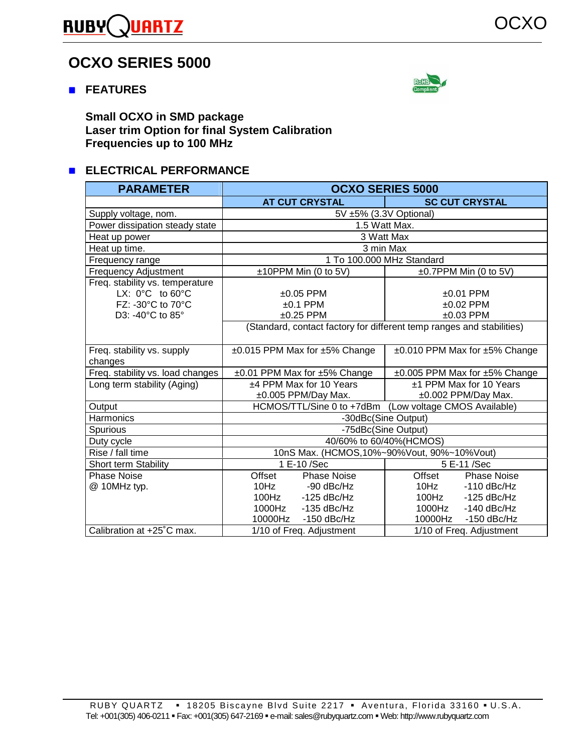# OCXO SERIES 5000

## FEATURES

**Small OCXO in SMD package**
**Laser trim Option for final System Calibration**
**Frequencies up to 100 MHz**

## ELECTRICAL PERFORMANCE

| PARAMETER | OCXO SERIES 5000 | |
|---|---|---|
| | **AT CUT CRYSTAL** | **SC CUT CRYSTAL** |
| Supply voltage, nom. | 5V ±5% (3.3V Optional) | |
| Power dissipation steady state | 1.5 Watt Max. | |
| Heat up power | 3 Watt Max | |
| Heat up time. | 3 min Max | |
| Frequency range | 1 To 100.000 MHz Standard | |
| Frequency Adjustment | ±10PPM Min (0 to 5V) | ±0.7PPM Min (0 to 5V) |
| Freq. stability vs. temperature<br>LX: 0°C to 60°C<br>FZ: -30°C to 70°C<br>D3: -40°C to 85° | ±0.05 PPM<br>±0.1 PPM<br>±0.25 PPM | ±0.01 PPM<br>±0.02 PPM<br>±0.03 PPM |
| | (Standard, contact factory for different temp ranges and stabilities) | |
| Freq. stability vs. supply changes | ±0.015 PPM Max for ±5% Change | ±0.010 PPM Max for ±5% Change |
| Freq. stability vs. load changes | ±0.01 PPM Max for ±5% Change | ±0.005 PPM Max for ±5% Change |
| Long term stability (Aging) | ±4 PPM Max for 10 Years<br>±0.005 PPM/Day Max. | ±1 PPM Max for 10 Years<br>±0.002 PPM/Day Max. |
| Output | HCMOS/TTL/Sine 0 to +7dBm (Low voltage CMOS Available) | |
| Harmonics | -30dBc(Sine Output) | |
| Spurious | -75dBc(Sine Output) | |
| Duty cycle | 40/60% to 60/40%(HCMOS) | |
| Rise / fall time | 10nS Max. (HCMOS,10%~90%Vout, 90%~10%Vout) | |
| Short term Stability | 1 E-10 /Sec | 5 E-11 /Sec |
| Phase Noise<br>@ 10MHz typ. | Offset Phase Noise<br>10Hz -90 dBc/Hz<br>100Hz -125 dBc/Hz<br>1000Hz -135 dBc/Hz<br>10000Hz -150 dBc/Hz | Offset Phase Noise<br>10Hz -110 dBc/Hz<br>100Hz -125 dBc/Hz<br>1000Hz -140 dBc/Hz<br>10000Hz -150 dBc/Hz |
| Calibration at +25˚C max. | 1/10 of Freq. Adjustment | 1/10 of Freq. Adjustment |

RUBY QUARTZ ▪ 18205 Biscayne Blvd Suite 2217 ▪ Aventura, Florida 33160 ▪ U.S.A.
Tel: +001(305) 406-0211 ▪ Fax: +001(305) 647-2169 ▪ e-mail: sales@rubyquartz.com ▪ Web: http://www.rubyquartz.com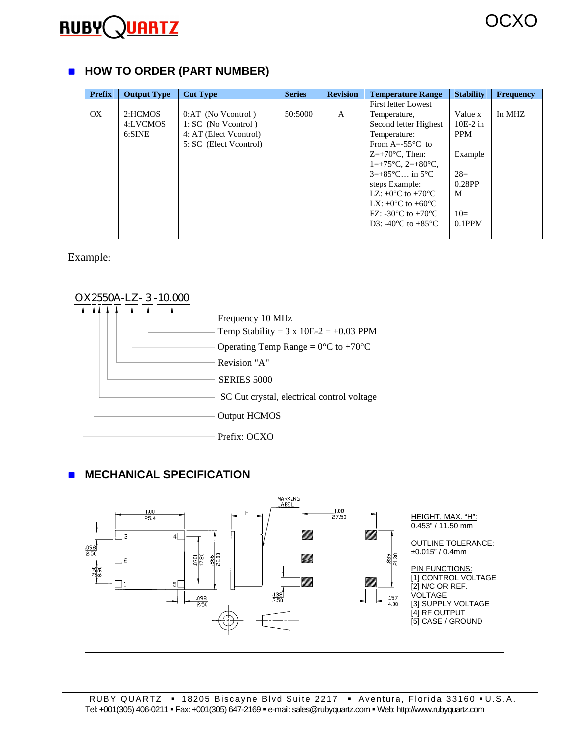## ■ HOW TO ORDER (PART NUMBER)

| Prefix | Output Type | Cut Type | Series | Revision | Temperature Range | Stability | Frequency |
|---|---|---|---|---|---|---|---|
| OX | 2:HCMOS<br>4:LVCMOS<br>6:SINE | 0:AT (No Vcontrol )<br>1: SC (No Vcontrol )<br>4: AT (Elect Vcontrol)<br>5: SC (Elect Vcontrol) | 50:5000 | A | First letter Lowest Temperature, Second letter Highest Temperature: From A=-55°C to Z=+70°C, Then: 1=+75°C, 2=+80°C, 3=+85°C… in 5°C steps Example:<br>LZ: +0°C to +70°C<br>LX: +0°C to +60°C<br>FZ: -30°C to +70°C<br>D3: -40°C to +85°C | Value x 10E-2 in PPM<br><br>Example<br><br>28= 0.28PPM<br><br>10= 0.1PPM | In MHZ |

Example:

OX2550A-LZ-3-10.000

Frequency 10 MHz

Temp Stability = 3 x 10E-2 = ±0.03 PPM

Operating Temp Range = 0°C to +70°C

Revision "A"

SERIES 5000

SC Cut crystal, electrical control voltage

Output HCMOS

Prefix: OCXO

## ■ MECHANICAL SPECIFICATION

1.00
25.4

.098
2.50

.350
8.90

.0701
17.80

.866
22.00

.098
2.50

MARKING LABEL

H

.138
3.50

1.08
27.50

.839
21.30

.157
4.00

HEIGHT, MAX. "H":
0.453" / 11.50 mm

OUTLINE TOLERANCE:
±0.015" / 0.4mm

PIN FUNCTIONS:
[1] CONTROL VOLTAGE
[2] N/C OR REF. VOLTAGE
[3] SUPPLY VOLTAGE
[4] RF OUTPUT
[5] CASE / GROUND